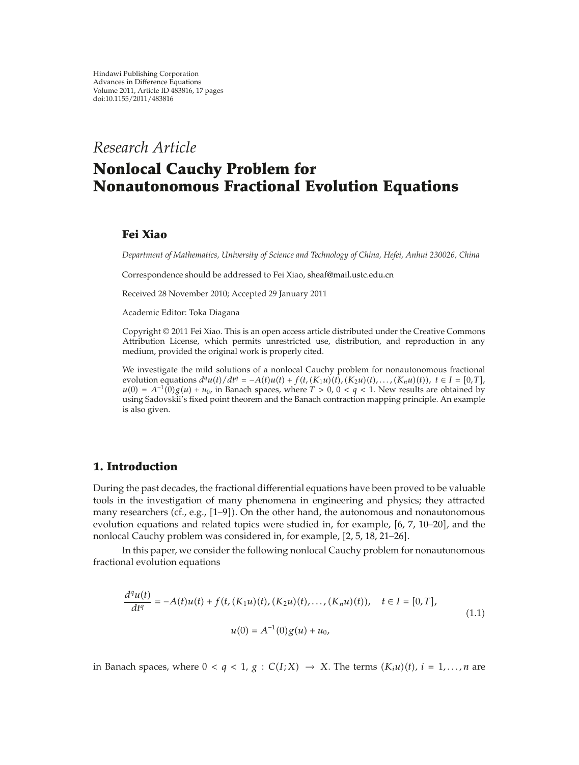Hindawi Publishing Corporation
Advances in Difference Equations
Volume 2011, Article ID 483816, 17 pages
doi:10.1155/2011/483816

*Research Article*

# Nonlocal Cauchy Problem for Nonautonomous Fractional Evolution Equations

## Fei Xiao

*Department of Mathematics, University of Science and Technology of China, Hefei, Anhui 230026, China*

Correspondence should be addressed to Fei Xiao, sheaf@mail.ustc.edu.cn

Received 28 November 2010; Accepted 29 January 2011

Academic Editor: Toka Diagana

Copyright © 2011 Fei Xiao. This is an open access article distributed under the Creative Commons Attribution License, which permits unrestricted use, distribution, and reproduction in any medium, provided the original work is properly cited.

We investigate the mild solutions of a nonlocal Cauchy problem for nonautonomous fractional evolution equations $d^q u(t)/dt^q = -A(t)u(t) + f(t,(K_1u)(t),(K_2u)(t),\ldots,(K_nu)(t))$, $t \in I = [0,T]$, $u(0) = A^{-1}(0)g(u) + u_0$, in Banach spaces, where $T > 0$, $0 < q < 1$. New results are obtained by using Sadovskii's fixed point theorem and the Banach contraction mapping principle. An example is also given.

## 1. Introduction

During the past decades, the fractional differential equations have been proved to be valuable tools in the investigation of many phenomena in engineering and physics; they attracted many researchers (cf., e.g., [1–9]). On the other hand, the autonomous and nonautonomous evolution equations and related topics were studied in, for example, [6, 7, 10–20], and the nonlocal Cauchy problem was considered in, for example, [2, 5, 18, 21–26].

In this paper, we consider the following nonlocal Cauchy problem for nonautonomous fractional evolution equations

$$\frac{d^q u(t)}{dt^q} = -A(t)u(t) + f(t,(K_1u)(t),(K_2u)(t),\ldots,(K_nu)(t)), \quad t \in I = [0,T],$$
$$u(0) = A^{-1}(0)g(u) + u_0, \tag{1.1}$$

in Banach spaces, where $0 < q < 1$, $g : C(I;X) \to X$. The terms $(K_iu)(t)$, $i = 1,\ldots,n$ are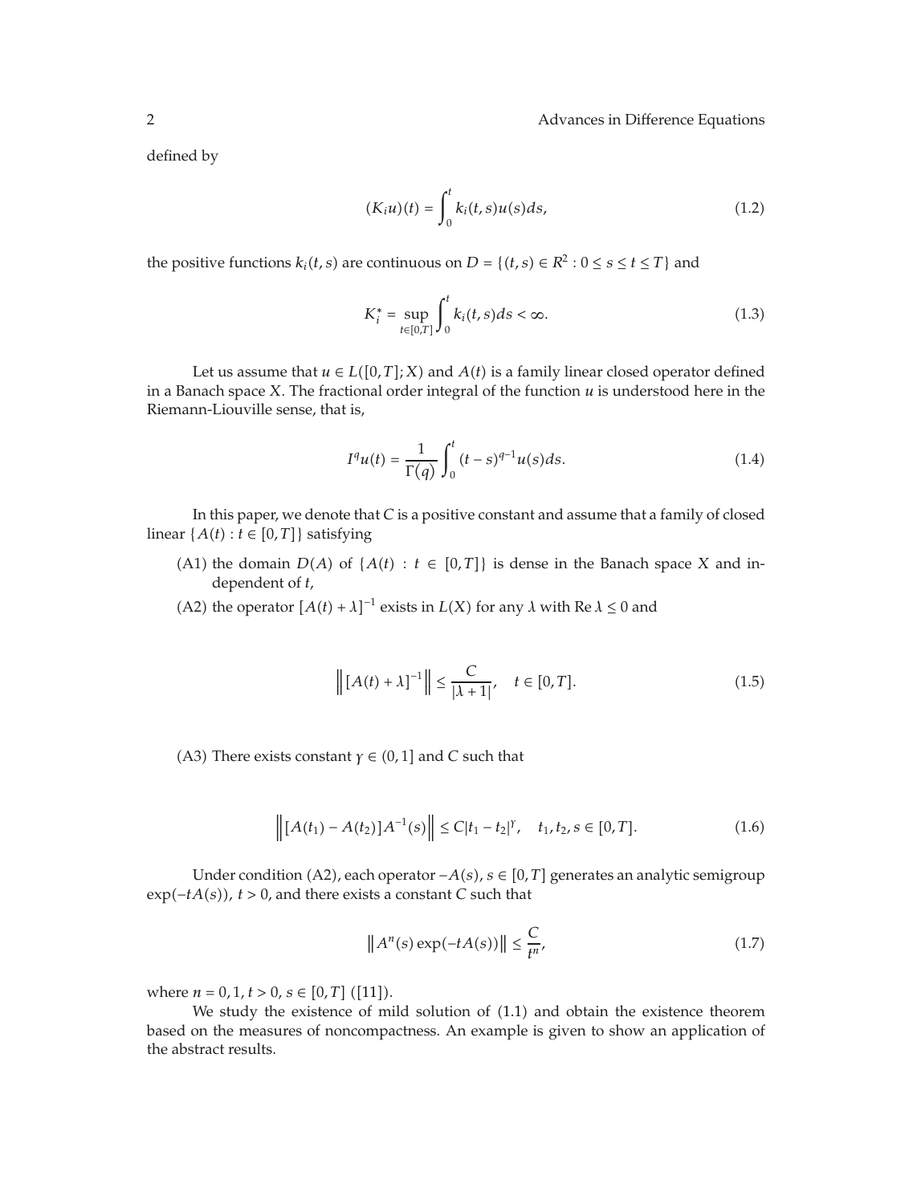defined by

$$(K_i u)(t) = \int_0^t k_i(t,s)u(s)ds, \tag{1.2}$$

the positive functions $k_i(t,s)$ are continuous on $D = \{(t,s) \in R^2 : 0 \le s \le t \le T\}$ and

$$K_i^* = \sup_{t\in[0,T]} \int_0^t k_i(t,s)ds < \infty. \tag{1.3}$$

Let us assume that $u \in L([0,T]; X)$ and $A(t)$ is a family linear closed operator defined in a Banach space $X$. The fractional order integral of the function $u$ is understood here in the Riemann-Liouville sense, that is,

$$I^q u(t) = \frac{1}{\Gamma(q)} \int_0^t (t-s)^{q-1} u(s)ds. \tag{1.4}$$

In this paper, we denote that $C$ is a positive constant and assume that a family of closed linear $\{A(t) : t \in [0,T]\}$ satisfying

(A1) the domain $D(A)$ of $\{A(t) : t \in [0,T]\}$ is dense in the Banach space $X$ and independent of $t$,

(A2) the operator $[A(t) + \lambda]^{-1}$ exists in $L(X)$ for any $\lambda$ with $\operatorname{Re} \lambda \le 0$ and

$$\left\| [A(t) + \lambda]^{-1} \right\| \le \frac{C}{|\lambda + 1|}, \quad t \in [0,T]. \tag{1.5}$$

(A3) There exists constant $\gamma \in (0,1]$ and $C$ such that

$$\left\| [A(t_1) - A(t_2)] A^{-1}(s) \right\| \le C|t_1 - t_2|^{\gamma}, \quad t_1, t_2, s \in [0,T]. \tag{1.6}$$

Under condition (A2), each operator $-A(s)$, $s \in [0,T]$ generates an analytic semigroup $\exp(-tA(s))$, $t > 0$, and there exists a constant $C$ such that

$$\left\| A^n(s) \exp(-tA(s)) \right\| \le \frac{C}{t^n}, \tag{1.7}$$

where $n = 0, 1$, $t > 0$, $s \in [0,T]$ ([11]).

We study the existence of mild solution of (1.1) and obtain the existence theorem based on the measures of noncompactness. An example is given to show an application of the abstract results.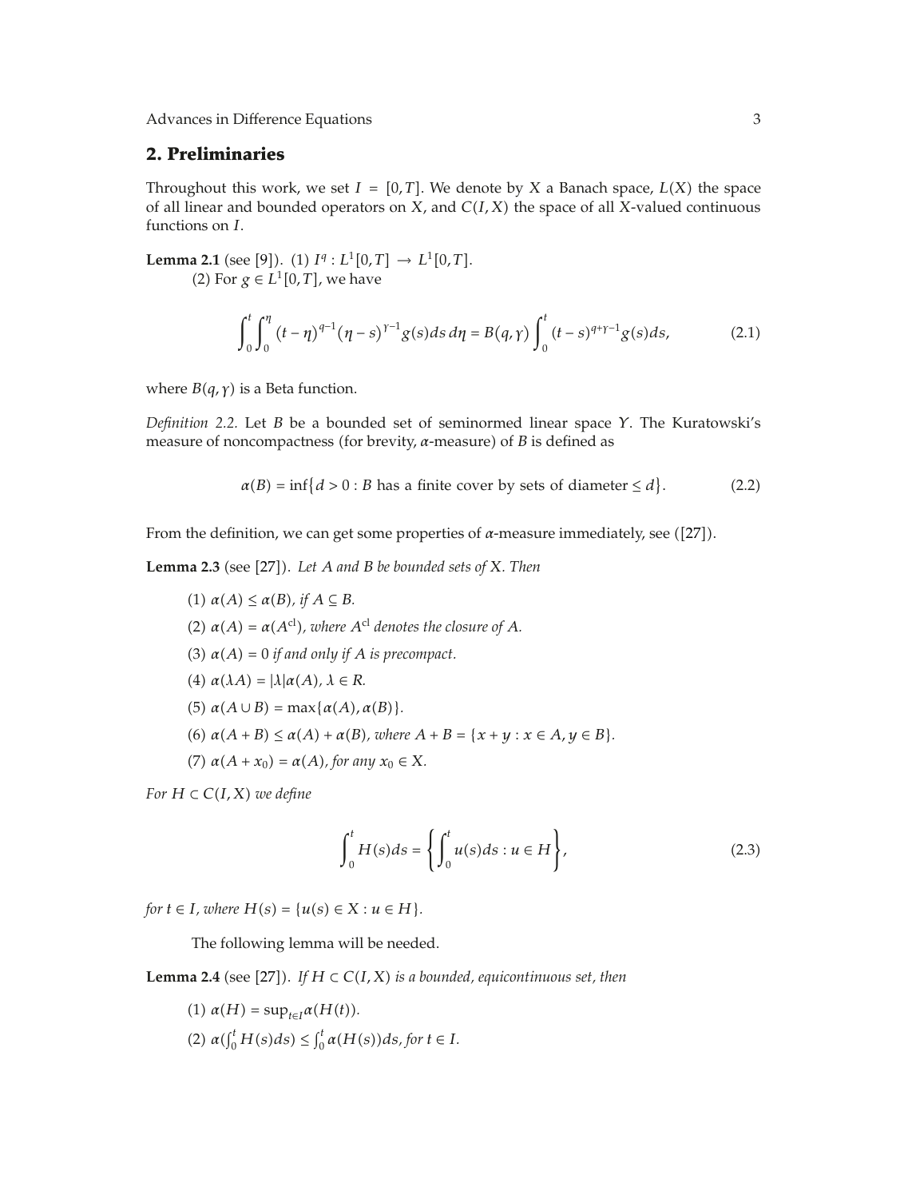## 2. Preliminaries

Throughout this work, we set $I = [0, T]$. We denote by $X$ a Banach space, $L(X)$ the space of all linear and bounded operators on $X$, and $C(I, X)$ the space of all $X$-valued continuous functions on $I$.

**Lemma 2.1** (see [9]). (1) $I^q : L^1[0, T] \to L^1[0, T]$.

(2) For $g \in L^1[0, T]$, we have

$$\int_0^t \int_0^\eta (t-\eta)^{q-1}(\eta - s)^{\gamma-1} g(s)\, ds\, d\eta = B(q, \gamma) \int_0^t (t-s)^{q+\gamma-1} g(s)\, ds, \tag{2.1}$$

where $B(q, \gamma)$ is a Beta function.

*Definition 2.2.* Let $B$ be a bounded set of seminormed linear space $Y$. The Kuratowski's measure of noncompactness (for brevity, $\alpha$-measure) of $B$ is defined as

$$\alpha(B) = \inf\{d > 0 : B \text{ has a finite cover by sets of diameter} \leq d\}. \tag{2.2}$$

From the definition, we can get some properties of $\alpha$-measure immediately, see ([27]).

**Lemma 2.3** (see [27]). *Let $A$ and $B$ be bounded sets of $X$. Then*

(1) $\alpha(A) \leq \alpha(B)$, *if $A \subseteq B$.*

(2) $\alpha(A) = \alpha(A^{\text{cl}})$, *where $A^{\text{cl}}$ denotes the closure of $A$.*

(3) $\alpha(A) = 0$ *if and only if $A$ is precompact.*

(4) $\alpha(\lambda A) = |\lambda|\alpha(A)$, $\lambda \in R$.

(5) $\alpha(A \cup B) = \max\{\alpha(A), \alpha(B)\}$.

(6) $\alpha(A + B) \leq \alpha(A) + \alpha(B)$, *where $A + B = \{x + y : x \in A, y \in B\}$.*

(7) $\alpha(A + x_0) = \alpha(A)$, *for any $x_0 \in X$.*

*For $H \subset C(I, X)$ we define*

$$\int_0^t H(s)\, ds = \left\{ \int_0^t u(s)\, ds : u \in H \right\}, \tag{2.3}$$

*for $t \in I$, where $H(s) = \{u(s) \in X : u \in H\}$.*

The following lemma will be needed.

**Lemma 2.4** (see [27]). *If $H \subset C(I, X)$ is a bounded, equicontinuous set, then*

(1) $\alpha(H) = \sup_{t \in I} \alpha(H(t))$.

(2) $\alpha\left(\int_0^t H(s)\, ds\right) \leq \int_0^t \alpha(H(s))\, ds$, *for $t \in I$.*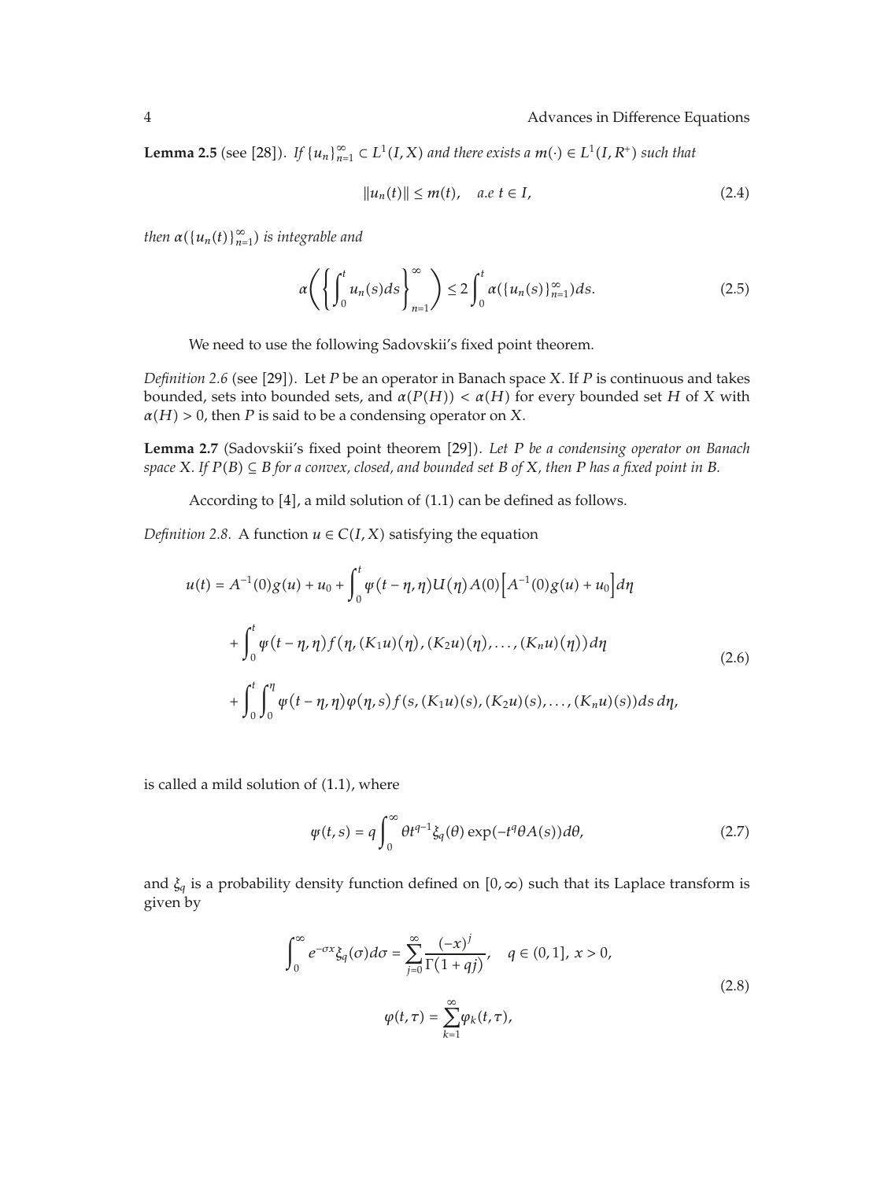**Lemma 2.5** (see [28]). *If $\{u_n\}_{n=1}^{\infty} \subset L^1(I, X)$ and there exists a $m(\cdot) \in L^1(I, R^+)$ such that*

$$\|u_n(t)\| \leq m(t), \quad a.e\ t \in I, \tag{2.4}$$

*then $\alpha(\{u_n(t)\}_{n=1}^{\infty})$ is integrable and*

$$\alpha\left(\left\{\int_0^t u_n(s)ds\right\}_{n=1}^{\infty}\right) \leq 2\int_0^t \alpha(\{u_n(s)\}_{n=1}^{\infty})ds. \tag{2.5}$$

We need to use the following Sadovskii's fixed point theorem.

*Definition 2.6* (see [29]). Let $P$ be an operator in Banach space $X$. If $P$ is continuous and takes bounded, sets into bounded sets, and $\alpha(P(H)) < \alpha(H)$ for every bounded set $H$ of $X$ with $\alpha(H) > 0$, then $P$ is said to be a condensing operator on $X$.

**Lemma 2.7** (Sadovskii's fixed point theorem [29]). *Let $P$ be a condensing operator on Banach space $X$. If $P(B) \subseteq B$ for a convex, closed, and bounded set $B$ of $X$, then $P$ has a fixed point in $B$.*

According to [4], a mild solution of (1.1) can be defined as follows.

*Definition 2.8.* A function $u \in C(I, X)$ satisfying the equation

$$\begin{aligned}
u(t) = {} & A^{-1}(0)g(u) + u_0 + \int_0^t \psi(t-\eta,\eta)U(\eta)A(0)\left[A^{-1}(0)g(u) + u_0\right]d\eta \\
& + \int_0^t \psi(t-\eta,\eta)f(\eta,(K_1u)(\eta),(K_2u)(\eta),\ldots,(K_nu)(\eta))d\eta \\
& + \int_0^t\int_0^\eta \psi(t-\eta,\eta)\varphi(\eta,s)f(s,(K_1u)(s),(K_2u)(s),\ldots,(K_nu)(s))ds\,d\eta,
\end{aligned} \tag{2.6}$$

is called a mild solution of (1.1), where

$$\psi(t,s) = q\int_0^\infty \theta t^{q-1}\xi_q(\theta)\exp(-t^q\theta A(s))d\theta, \tag{2.7}$$

and $\xi_q$ is a probability density function defined on $[0,\infty)$ such that its Laplace transform is given by

$$\begin{gathered}
\int_0^\infty e^{-\sigma x}\xi_q(\sigma)d\sigma = \sum_{j=0}^{\infty}\frac{(-x)^j}{\Gamma(1+qj)}, \quad q \in (0,1],\ x > 0, \\
\varphi(t,\tau) = \sum_{k=1}^{\infty}\varphi_k(t,\tau),
\end{gathered} \tag{2.8}$$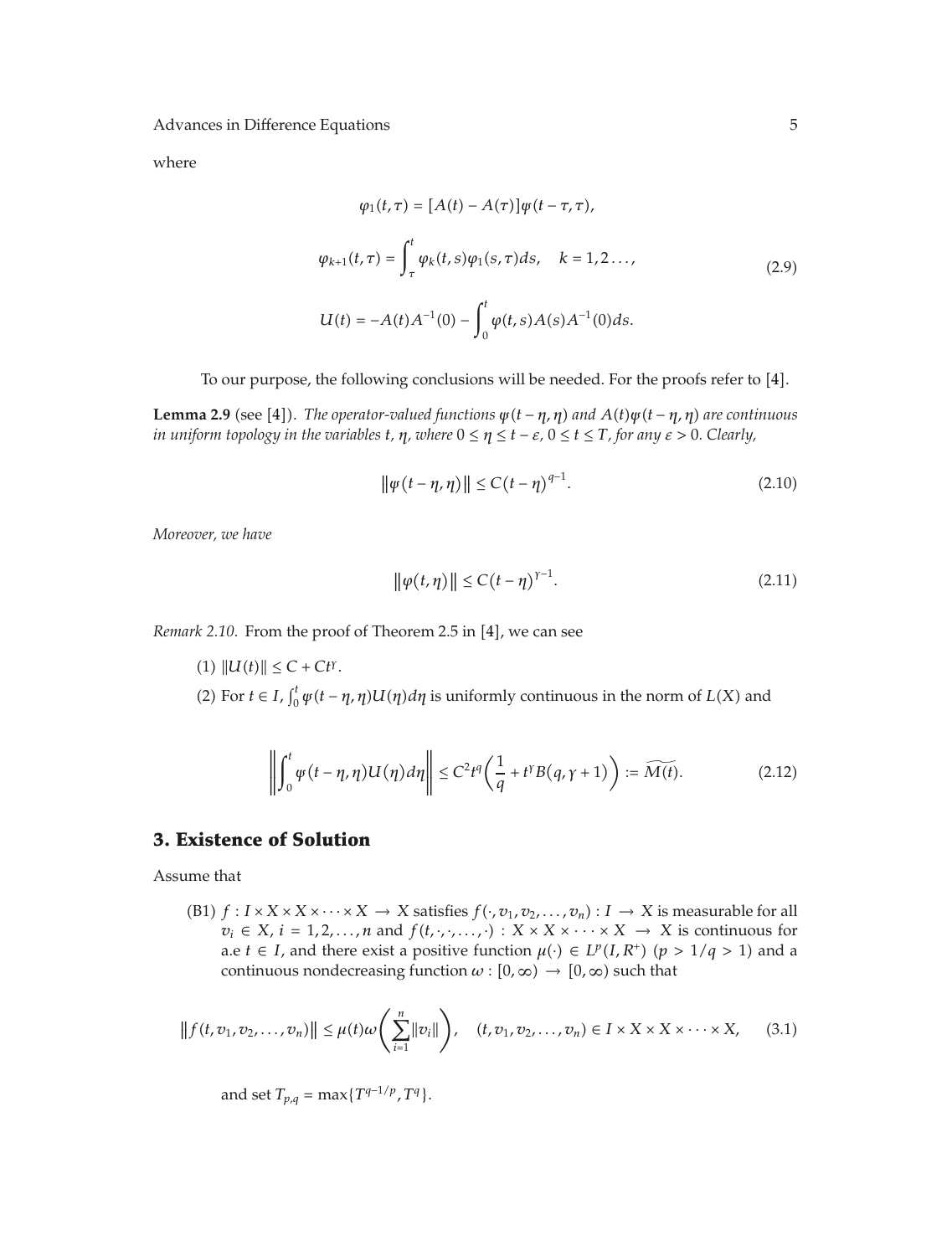where

$$\varphi_1(t,\tau) = [A(t) - A(\tau)]\psi(t-\tau,\tau),$$

$$\varphi_{k+1}(t,\tau) = \int_\tau^t \varphi_k(t,s)\varphi_1(s,\tau)ds, \quad k = 1,2\ldots, \tag{2.9}$$

$$U(t) = -A(t)A^{-1}(0) - \int_0^t \varphi(t,s)A(s)A^{-1}(0)ds.$$

To our purpose, the following conclusions will be needed. For the proofs refer to [4].

**Lemma 2.9** (see [4]). *The operator-valued functions $\psi(t-\eta,\eta)$ and $A(t)\psi(t-\eta,\eta)$ are continuous in uniform topology in the variables $t$, $\eta$, where $0 \le \eta \le t-\varepsilon$, $0 \le t \le T$, for any $\varepsilon > 0$. Clearly,*

$$\|\psi(t-\eta,\eta)\| \le C(t-\eta)^{q-1}. \tag{2.10}$$

*Moreover, we have*

$$\|\varphi(t,\eta)\| \le C(t-\eta)^{\gamma-1}. \tag{2.11}$$

*Remark 2.10.* From the proof of Theorem 2.5 in [4], we can see

(1) $\|U(t)\| \le C + Ct^\gamma$.

(2) For $t \in I$, $\int_0^t \psi(t-\eta,\eta)U(\eta)d\eta$ is uniformly continuous in the norm of $L(X)$ and

$$\left\|\int_0^t \psi(t-\eta,\eta)U(\eta)d\eta\right\| \le C^2t^q\left(\frac{1}{q} + t^\gamma B(q,\gamma+1)\right) := \widetilde{M(t)}. \tag{2.12}$$

## 3. Existence of Solution

Assume that

(B1) $f : I \times X \times X \times \cdots \times X \to X$ satisfies $f(\cdot, v_1, v_2, \ldots, v_n) : I \to X$ is measurable for all $v_i \in X$, $i = 1,2,\ldots,n$ and $f(t,\cdot,\cdot,\ldots,\cdot) : X \times X \times \cdots \times X \to X$ is continuous for a.e $t \in I$, and there exist a positive function $\mu(\cdot) \in L^p(I, R^+)$ $(p > 1/q > 1)$ and a continuous nondecreasing function $\omega : [0,\infty) \to [0,\infty)$ such that

$$\|f(t,v_1,v_2,\ldots,v_n)\| \le \mu(t)\omega\left(\sum_{i=1}^n \|v_i\|\right), \quad (t,v_1,v_2,\ldots,v_n) \in I \times X \times X \times \cdots \times X, \tag{3.1}$$

and set $T_{p,q} = \max\{T^{q-1/p}, T^q\}$.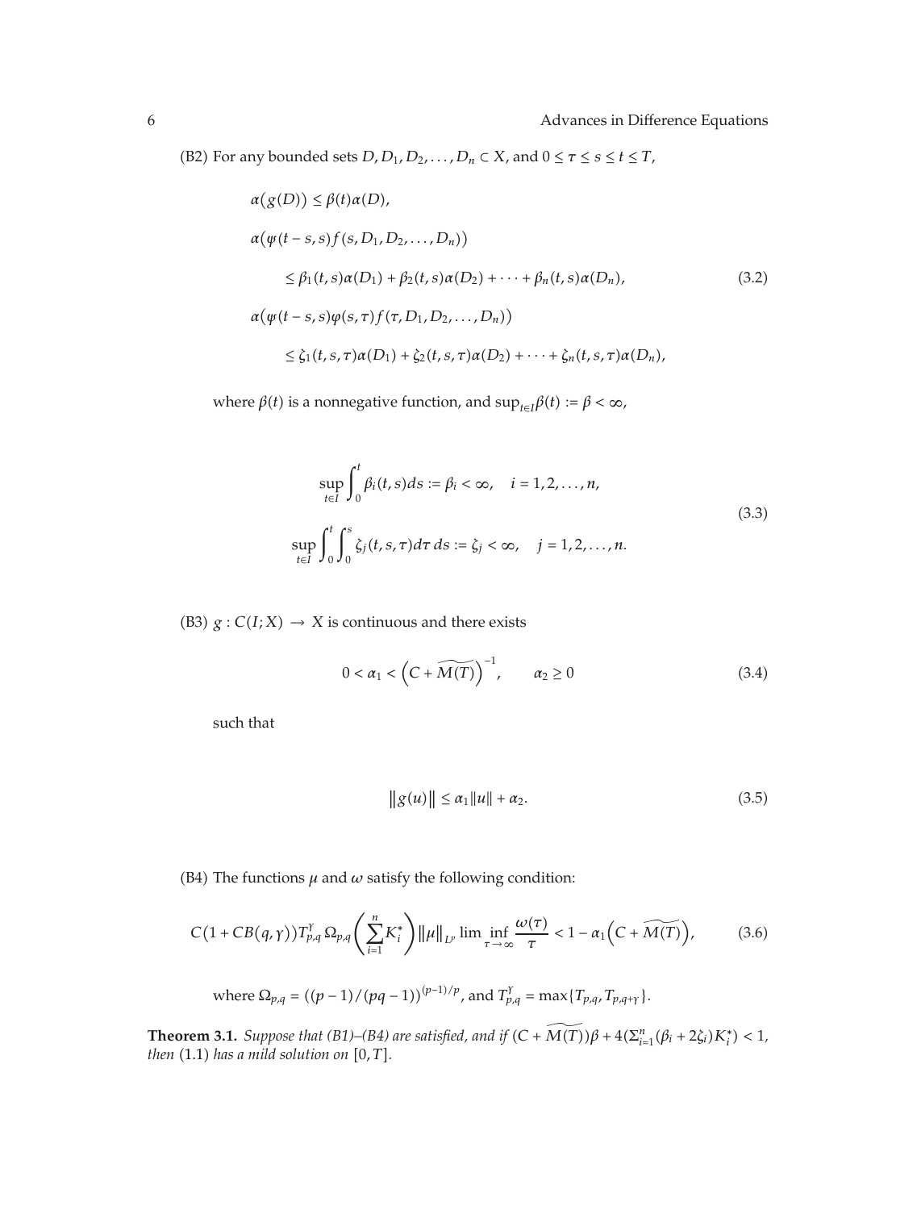(B2) For any bounded sets $D, D_1, D_2, \ldots, D_n \subset X$, and $0 \le \tau \le s \le t \le T$,

$$
\begin{aligned}
&\alpha\big(g(D)\big) \le \beta(t)\alpha(D), \\
&\alpha\big(\psi(t-s,s) f(s, D_1, D_2, \ldots, D_n)\big) \\
&\qquad \le \beta_1(t,s)\alpha(D_1) + \beta_2(t,s)\alpha(D_2) + \cdots + \beta_n(t,s)\alpha(D_n), \\
&\alpha\big(\psi(t-s,s)\varphi(s,\tau) f(\tau, D_1, D_2, \ldots, D_n)\big) \\
&\qquad \le \zeta_1(t,s,\tau)\alpha(D_1) + \zeta_2(t,s,\tau)\alpha(D_2) + \cdots + \zeta_n(t,s,\tau)\alpha(D_n),
\end{aligned} \tag{3.2}
$$

where $\beta(t)$ is a nonnegative function, and $\sup_{t\in I}\beta(t) := \beta < \infty$,

$$
\begin{aligned}
&\sup_{t\in I}\int_0^t \beta_i(t,s)\,ds := \beta_i < \infty, \quad i = 1, 2, \ldots, n, \\
&\sup_{t\in I}\int_0^t\int_0^s \zeta_j(t,s,\tau)\,d\tau\,ds := \zeta_j < \infty, \quad j = 1, 2, \ldots, n.
\end{aligned} \tag{3.3}
$$

(B3) $g : C(I; X) \to X$ is continuous and there exists

$$
0 < \alpha_1 < \left(C + \widetilde{M(T)}\right)^{-1}, \qquad \alpha_2 \ge 0 \tag{3.4}
$$

such that

$$
\|g(u)\| \le \alpha_1 \|u\| + \alpha_2. \tag{3.5}
$$

(B4) The functions $\mu$ and $\omega$ satisfy the following condition:

$$
C\big(1 + CB(q,\gamma)\big) T_{p,q}^{\gamma}\, \Omega_{p,q} \left(\sum_{i=1}^{n} K_i^*\right) \|\mu\|_{L^p} \liminf_{\tau\to\infty} \frac{\omega(\tau)}{\tau} < 1 - \alpha_1\left(C + \widetilde{M(T)}\right), \tag{3.6}
$$

where $\Omega_{p,q} = ((p-1)/(pq-1))^{(p-1)/p}$, and $T_{p,q}^{\gamma} = \max\{T_{p,q}, T_{p,q+\gamma}\}$.

**Theorem 3.1.** *Suppose that (B1)–(B4) are satisfied, and if* $(C + \widetilde{M(T)})\beta + 4(\sum_{i=1}^{n}(\beta_i + 2\zeta_i)K_i^*) < 1$, *then* (1.1) *has a mild solution on* $[0, T]$.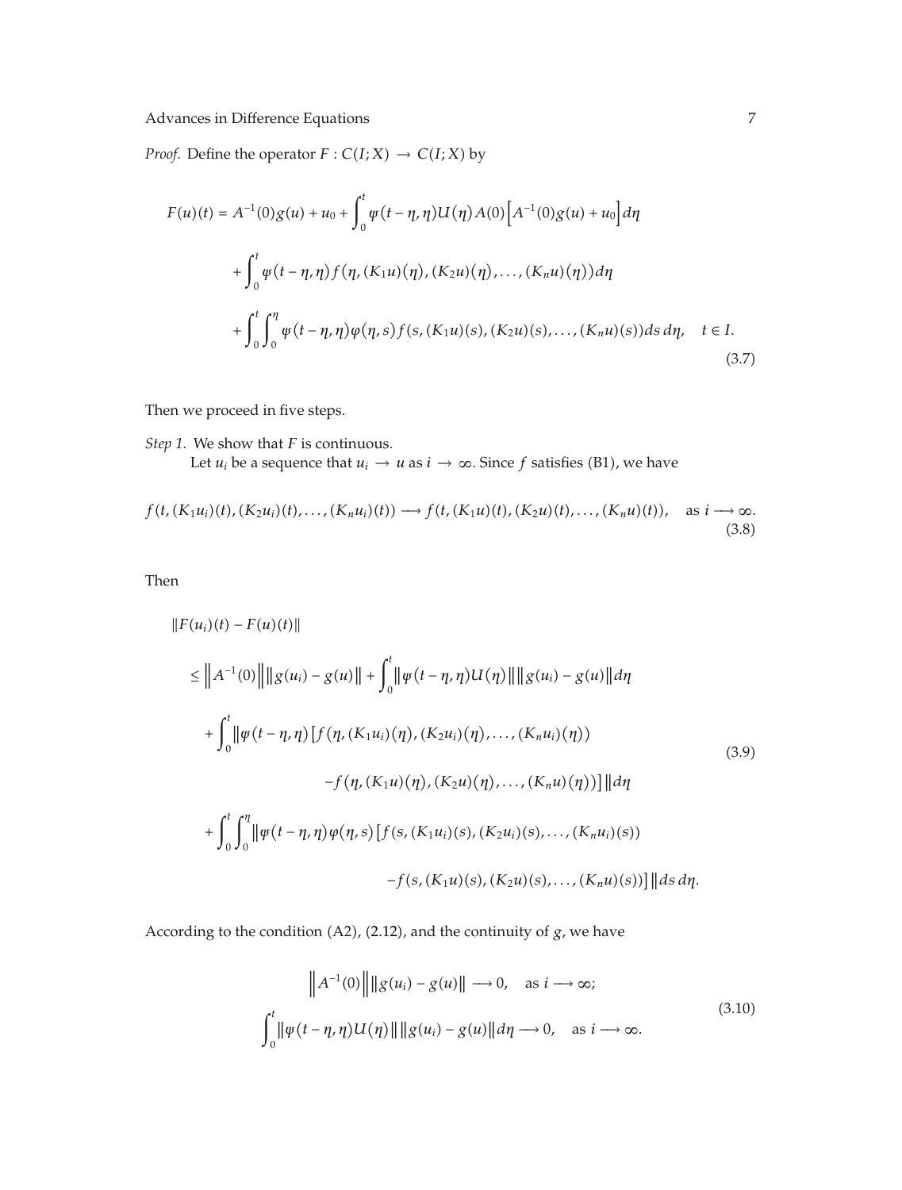*Proof.* Define the operator $F : C(I;X) \to C(I;X)$ by

$$
\begin{aligned}
F(u)(t) = {} & A^{-1}(0)g(u) + u_0 + \int_0^t \varphi(t-\eta,\eta)U(\eta)A(0)\left[A^{-1}(0)g(u) + u_0\right]d\eta \\
& + \int_0^t \varphi(t-\eta,\eta) f(\eta,(K_1u)(\eta),(K_2u)(\eta),\ldots,(K_nu)(\eta))d\eta \\
& + \int_0^t\int_0^\eta \varphi(t-\eta,\eta)\varphi(\eta,s) f(s,(K_1u)(s),(K_2u)(s),\ldots,(K_nu)(s))ds\,d\eta, \quad t\in I.
\end{aligned}
\tag{3.7}
$$

Then we proceed in five steps.

*Step 1.* We show that $F$ is continuous.

Let $u_i$ be a sequence that $u_i \to u$ as $i \to \infty$. Since $f$ satisfies (B1), we have

$$
f(t,(K_1u_i)(t),(K_2u_i)(t),\ldots,(K_nu_i)(t)) \longrightarrow f(t,(K_1u)(t),(K_2u)(t),\ldots,(K_nu)(t)), \quad \text{as } i \longrightarrow \infty. \tag{3.8}
$$

Then

$$
\begin{aligned}
& \|F(u_i)(t) - F(u)(t)\| \\
& \leq \left\|A^{-1}(0)\right\|\|g(u_i) - g(u)\| + \int_0^t \|\varphi(t-\eta,\eta)U(\eta)\|\|g(u_i)-g(u)\|d\eta \\
& \quad + \int_0^t \|\varphi(t-\eta,\eta)\left[f(\eta,(K_1u_i)(\eta),(K_2u_i)(\eta),\ldots,(K_nu_i)(\eta))\right. \\
& \qquad\qquad \left. - f(\eta,(K_1u)(\eta),(K_2u)(\eta),\ldots,(K_nu)(\eta))\right]\|d\eta \\
& \quad + \int_0^t\int_0^\eta \|\varphi(t-\eta,\eta)\varphi(\eta,s)\left[f(s,(K_1u_i)(s),(K_2u_i)(s),\ldots,(K_nu_i)(s))\right. \\
& \qquad\qquad \left. - f(s,(K_1u)(s),(K_2u)(s),\ldots,(K_nu)(s))\right]\|ds\,d\eta.
\end{aligned}
\tag{3.9}
$$

According to the condition (A2), (2.12), and the continuity of $g$, we have

$$
\begin{aligned}
& \left\|A^{-1}(0)\right\|\|g(u_i) - g(u)\| \longrightarrow 0, \quad \text{as } i \longrightarrow \infty; \\
& \int_0^t \|\varphi(t-\eta,\eta)U(\eta)\|\|g(u_i)-g(u)\|d\eta \longrightarrow 0, \quad \text{as } i \longrightarrow \infty.
\end{aligned}
\tag{3.10}
$$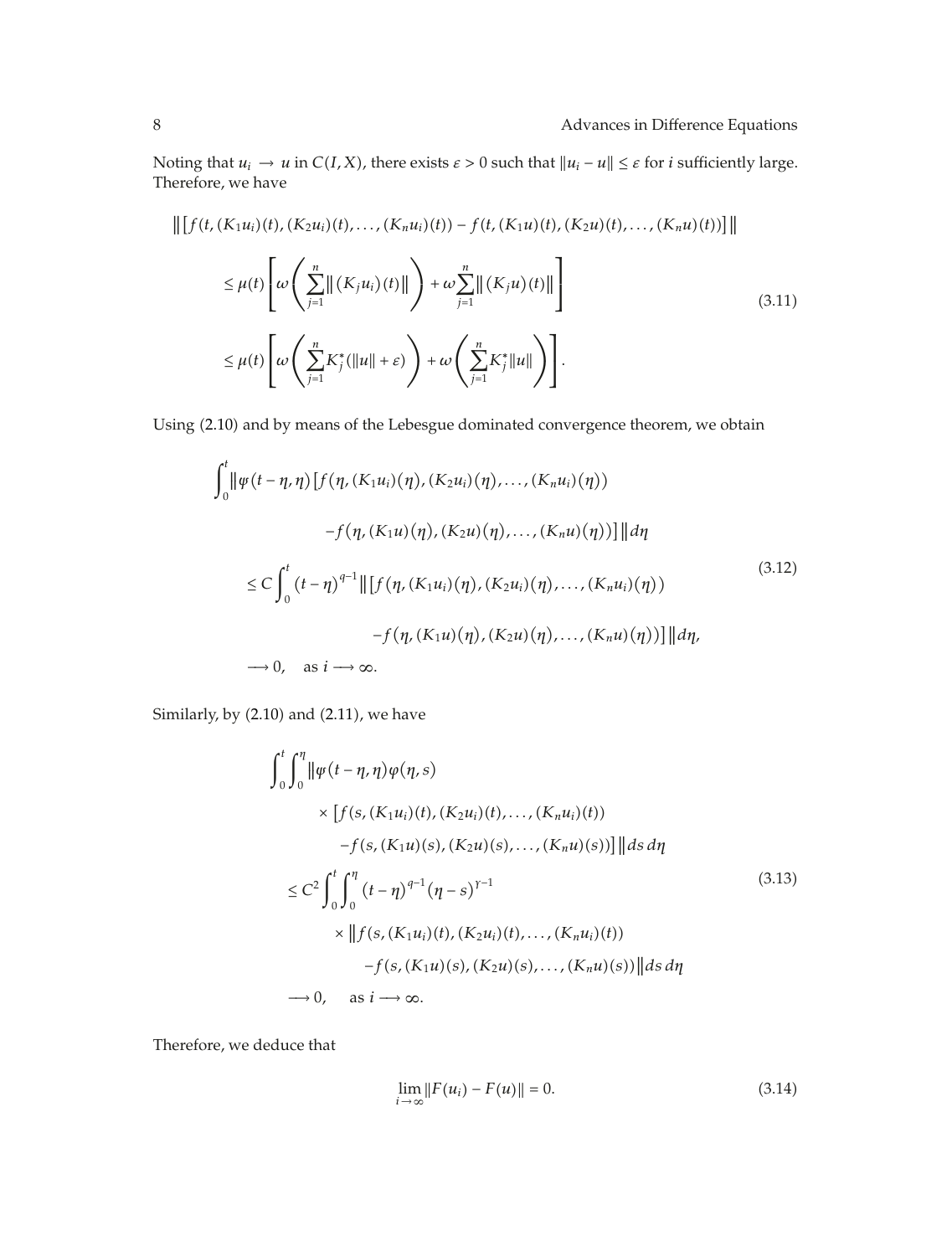Noting that $u_i \to u$ in $C(I, X)$, there exists $\varepsilon > 0$ such that $\|u_i - u\| \leq \varepsilon$ for $i$ sufficiently large. Therefore, we have

$$
\begin{aligned}
&\left\| \left[ f(t, (K_1 u_i)(t), (K_2 u_i)(t), \dots, (K_n u_i)(t)) - f(t, (K_1 u)(t), (K_2 u)(t), \dots, (K_n u)(t)) \right] \right\| \\
&\quad \leq \mu(t) \left[ \omega\left( \sum_{j=1}^{n} \left\| (K_j u_i)(t) \right\| \right) + \omega \sum_{j=1}^{n} \left\| (K_j u)(t) \right\| \right] \\
&\quad \leq \mu(t) \left[ \omega\left( \sum_{j=1}^{n} K_j^* (\|u\| + \varepsilon) \right) + \omega\left( \sum_{j=1}^{n} K_j^* \|u\| \right) \right].
\end{aligned}
\tag{3.11}
$$

Using (2.10) and by means of the Lebesgue dominated convergence theorem, we obtain

$$
\begin{aligned}
&\int_0^t \left\| \psi(t - \eta, \eta) \left[ f(\eta, (K_1 u_i)(\eta), (K_2 u_i)(\eta), \dots, (K_n u_i)(\eta)) \right. \right. \\
&\qquad \left. \left. - f(\eta, (K_1 u)(\eta), (K_2 u)(\eta), \dots, (K_n u)(\eta)) \right] \right\| d\eta \\
&\quad \leq C \int_0^t (t - \eta)^{q-1} \left\| \left[ f(\eta, (K_1 u_i)(\eta), (K_2 u_i)(\eta), \dots, (K_n u_i)(\eta)) \right. \right. \\
&\qquad \left. \left. - f(\eta, (K_1 u)(\eta), (K_2 u)(\eta), \dots, (K_n u)(\eta)) \right] \right\| d\eta, \\
&\quad \longrightarrow 0, \quad \text{as } i \longrightarrow \infty.
\end{aligned}
\tag{3.12}
$$

Similarly, by (2.10) and (2.11), we have

$$
\begin{aligned}
&\int_0^t \int_0^\eta \left\| \psi(t - \eta, \eta) \varphi(\eta, s) \right. \\
&\qquad \times \left[ f(s, (K_1 u_i)(t), (K_2 u_i)(t), \dots, (K_n u_i)(t)) \right. \\
&\qquad \left. \left. - f(s, (K_1 u)(s), (K_2 u)(s), \dots, (K_n u)(s)) \right] \right\| ds\, d\eta \\
&\quad \leq C^2 \int_0^t \int_0^\eta (t - \eta)^{q-1} (\eta - s)^{\gamma - 1} \\
&\qquad \times \left\| f(s, (K_1 u_i)(t), (K_2 u_i)(t), \dots, (K_n u_i)(t)) \right. \\
&\qquad \left. - f(s, (K_1 u)(s), (K_2 u)(s), \dots, (K_n u)(s)) \right\| ds\, d\eta \\
&\quad \longrightarrow 0, \quad \text{as } i \longrightarrow \infty.
\end{aligned}
\tag{3.13}
$$

Therefore, we deduce that

$$
\lim_{i \to \infty} \|F(u_i) - F(u)\| = 0.
\tag{3.14}
$$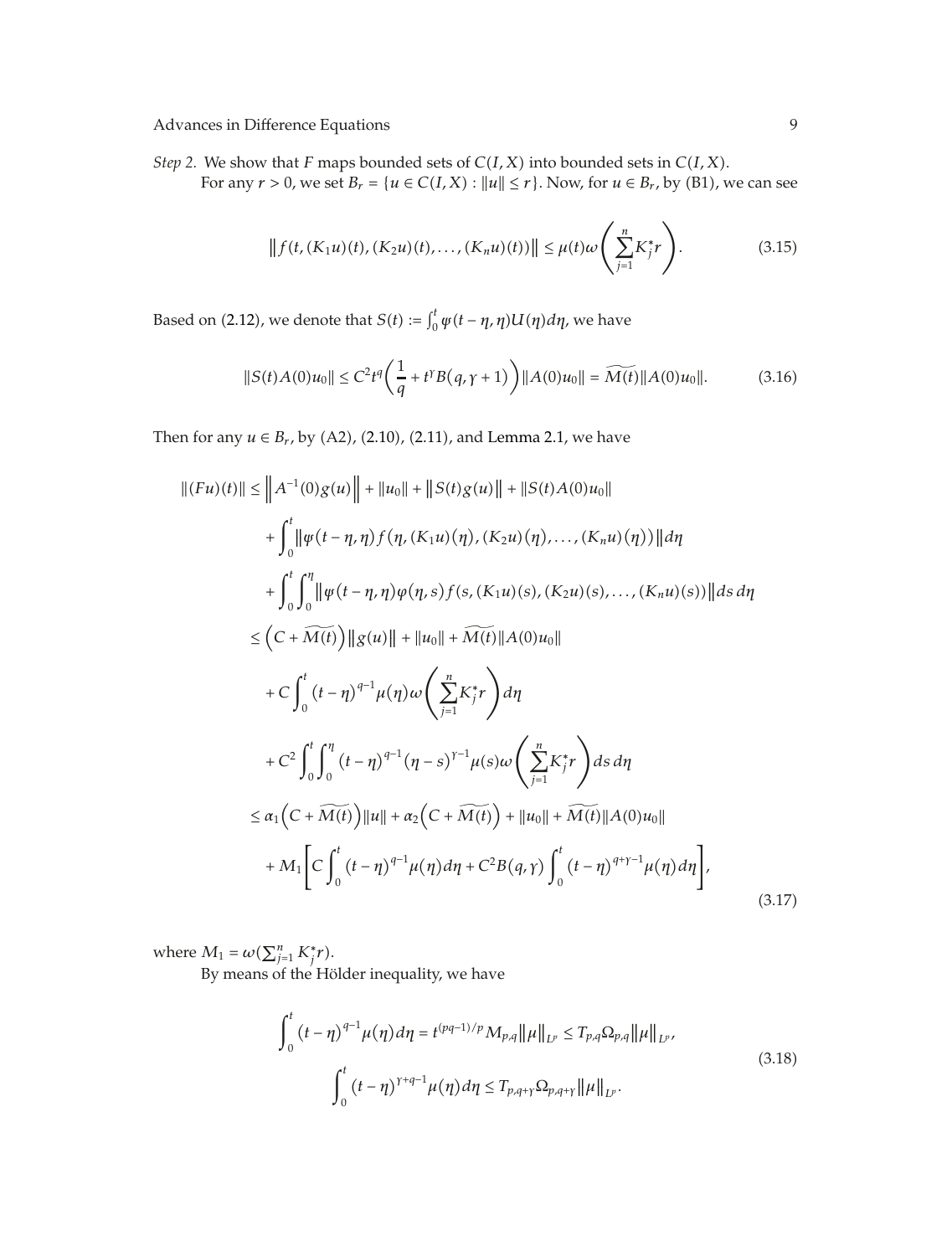*Step 2.* We show that $F$ maps bounded sets of $C(I, X)$ into bounded sets in $C(I, X)$.

For any $r > 0$, we set $B_r = \{u \in C(I, X) : \|u\| \leq r\}$. Now, for $u \in B_r$, by (B1), we can see

$$\left\| f(t, (K_1 u)(t), (K_2 u)(t), \ldots, (K_n u)(t)) \right\| \leq \mu(t) \omega \left( \sum_{j=1}^{n} K_j^* r \right). \tag{3.15}$$

Based on (2.12), we denote that $S(t) := \int_0^t \psi(t - \eta, \eta) U(\eta) d\eta$, we have

$$\|S(t) A(0) u_0\| \leq C^2 t^q \left( \frac{1}{q} + t^\gamma B(q, \gamma + 1) \right) \|A(0) u_0\| = \widetilde{M(t)} \|A(0) u_0\|. \tag{3.16}$$

Then for any $u \in B_r$, by (A2), (2.10), (2.11), and Lemma 2.1, we have

$$\begin{aligned}
\|(Fu)(t)\| \leq{}& \left\| A^{-1}(0) g(u) \right\| + \|u_0\| + \left\| S(t) g(u) \right\| + \|S(t) A(0) u_0\| \\
&+ \int_0^t \left\| \psi(t - \eta, \eta) f(\eta, (K_1 u)(\eta), (K_2 u)(\eta), \ldots, (K_n u)(\eta)) \right\| d\eta \\
&+ \int_0^t \int_0^\eta \left\| \psi(t - \eta, \eta) \varphi(\eta, s) f(s, (K_1 u)(s), (K_2 u)(s), \ldots, (K_n u)(s)) \right\| ds\, d\eta \\
\leq{}& \left( C + \widetilde{M(t)} \right) \left\| g(u) \right\| + \|u_0\| + \widetilde{M(t)} \|A(0) u_0\| \\
&+ C \int_0^t (t - \eta)^{q-1} \mu(\eta) \omega \left( \sum_{j=1}^{n} K_j^* r \right) d\eta \\
&+ C^2 \int_0^t \int_0^\eta (t - \eta)^{q-1} (\eta - s)^{\gamma - 1} \mu(s) \omega \left( \sum_{j=1}^{n} K_j^* r \right) ds\, d\eta \\
\leq{}& \alpha_1 \left( C + \widetilde{M(t)} \right) \|u\| + \alpha_2 \left( C + \widetilde{M(t)} \right) + \|u_0\| + \widetilde{M(t)} \|A(0) u_0\| \\
&+ M_1 \left[ C \int_0^t (t - \eta)^{q-1} \mu(\eta) d\eta + C^2 B(q, \gamma) \int_0^t (t - \eta)^{q + \gamma - 1} \mu(\eta) d\eta \right],
\end{aligned} \tag{3.17}$$

where $M_1 = \omega(\sum_{j=1}^{n} K_j^* r)$.

By means of the Hölder inequality, we have

$$\begin{gathered}
\int_0^t (t - \eta)^{q-1} \mu(\eta) d\eta = t^{(pq-1)/p} M_{p,q} \|\mu\|_{L^p} \leq T_{p,q} \Omega_{p,q} \|\mu\|_{L^p}, \\
\int_0^t (t - \eta)^{\gamma + q - 1} \mu(\eta) d\eta \leq T_{p,q+\gamma} \Omega_{p,q+\gamma} \|\mu\|_{L^p}.
\end{gathered} \tag{3.18}$$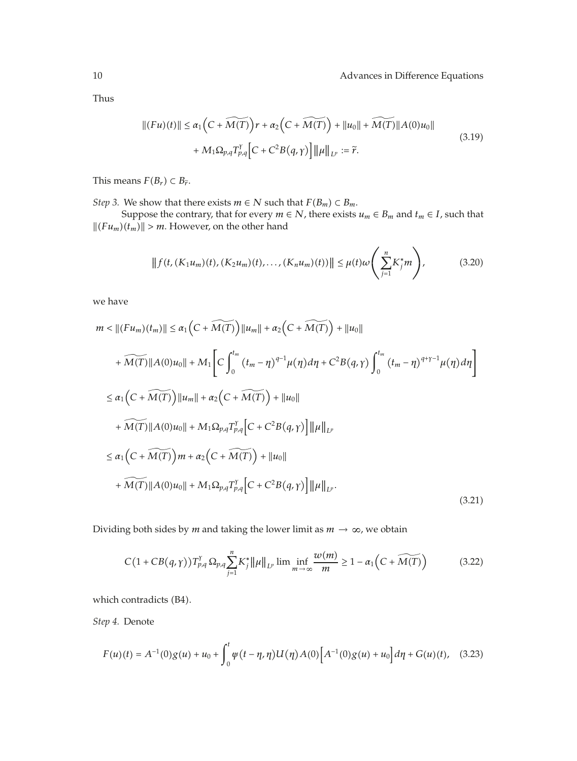Thus

$$\|(Fu)(t)\| \leq \alpha_1\left(C+\widetilde{M(T)}\right)r+\alpha_2\left(C+\widetilde{M(T)}\right)+\|u_0\|+\widetilde{M(T)}\|A(0)u_0\| \\ +M_1\Omega_{p,q}T_{p,q}^{\gamma}\left[C+C^2B(q,\gamma)\right]\|\mu\|_{L^p}:=\tilde{r}. \tag{3.19}$$

This means $F(B_r)\subset B_{\tilde{r}}$.

*Step 3.* We show that there exists $m\in N$ such that $F(B_m)\subset B_m$.

Suppose the contrary, that for every $m\in N$, there exists $u_m\in B_m$ and $t_m\in I$, such that $\|(Fu_m)(t_m)\|>m$. However, on the other hand

$$\left\|f(t,(K_1u_m)(t),(K_2u_m)(t),\ldots,(K_nu_m)(t))\right\|\leq \mu(t)\omega\left(\sum_{j=1}^{n}K_j^{*}m\right), \tag{3.20}$$

we have

$$\begin{aligned}
m<\|(Fu_m)(t_m)\| &\leq \alpha_1\left(C+\widetilde{M(T)}\right)\|u_m\|+\alpha_2\left(C+\widetilde{M(T)}\right)+\|u_0\| \\
&\quad+\widetilde{M(T)}\|A(0)u_0\|+M_1\left[C\int_0^{t_m}(t_m-\eta)^{q-1}\mu(\eta)d\eta+C^2B(q,\gamma)\int_0^{t_m}(t_m-\eta)^{q+\gamma-1}\mu(\eta)d\eta\right] \\
&\leq \alpha_1\left(C+\widetilde{M(T)}\right)\|u_m\|+\alpha_2\left(C+\widetilde{M(T)}\right)+\|u_0\| \\
&\quad+\widetilde{M(T)}\|A(0)u_0\|+M_1\Omega_{p,q}T_{p,q}^{\gamma}\left[C+C^2B(q,\gamma)\right]\|\mu\|_{L^p} \\
&\leq \alpha_1\left(C+\widetilde{M(T)}\right)m+\alpha_2\left(C+\widetilde{M(T)}\right)+\|u_0\| \\
&\quad+\widetilde{M(T)}\|A(0)u_0\|+M_1\Omega_{p,q}T_{p,q}^{\gamma}\left[C+C^2B(q,\gamma)\right]\|\mu\|_{L^p}.
\end{aligned} \tag{3.21}$$

Dividing both sides by $m$ and taking the lower limit as $m\to\infty$, we obtain

$$C(1+CB(q,\gamma))T_{p,q}^{\gamma}\Omega_{p,q}\sum_{j=1}^{n}K_j^{*}\|\mu\|_{L^p}\liminf_{m\to\infty}\frac{w(m)}{m}\geq 1-\alpha_1\left(C+\widetilde{M(T)}\right) \tag{3.22}$$

which contradicts (B4).

*Step 4.* Denote

$$F(u)(t)=A^{-1}(0)g(u)+u_0+\int_0^t\varphi(t-\eta,\eta)U(\eta)A(0)\left[A^{-1}(0)g(u)+u_0\right]d\eta+G(u)(t), \tag{3.23}$$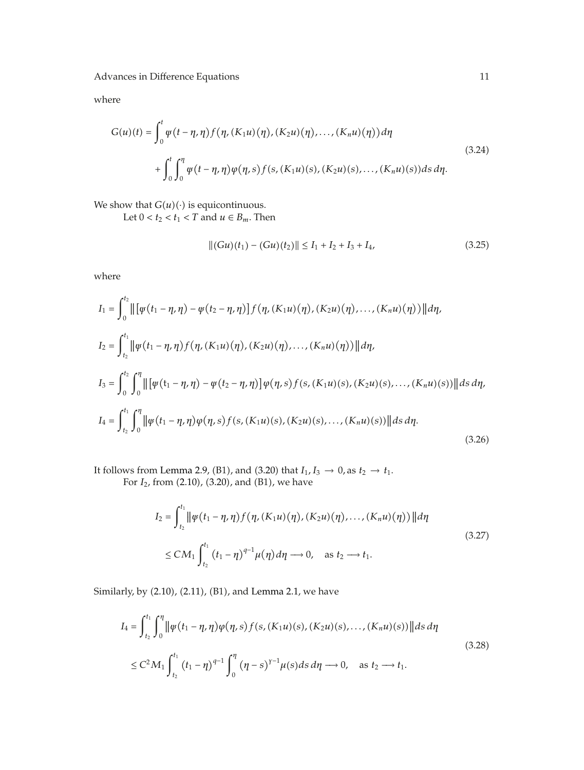where

$$
\begin{aligned}
G(u)(t) = &\int_0^t \psi(t-\eta,\eta) f(\eta,(K_1u)(\eta),(K_2u)(\eta),\dots,(K_nu)(\eta))\,d\eta \\
&+ \int_0^t\int_0^\eta \psi(t-\eta,\eta)\varphi(\eta,s) f(s,(K_1u)(s),(K_2u)(s),\dots,(K_nu)(s))\,ds\,d\eta.
\end{aligned}
\tag{3.24}
$$

We show that $G(u)(\cdot)$ is equicontinuous.

Let $0 < t_2 < t_1 < T$ and $u \in B_m$. Then

$$
\|(Gu)(t_1) - (Gu)(t_2)\| \le I_1 + I_2 + I_3 + I_4, \tag{3.25}
$$

where

$$
\begin{aligned}
I_1 &= \int_0^{t_2} \left\| \left[\psi(t_1-\eta,\eta) - \psi(t_2-\eta,\eta)\right] f(\eta,(K_1u)(\eta),(K_2u)(\eta),\dots,(K_nu)(\eta)) \right\| d\eta, \\
I_2 &= \int_{t_2}^{t_1} \left\| \psi(t_1-\eta,\eta) f(\eta,(K_1u)(\eta),(K_2u)(\eta),\dots,(K_nu)(\eta)) \right\| d\eta, \\
I_3 &= \int_0^{t_2}\int_0^\eta \left\| \left[\psi(t_1-\eta,\eta) - \psi(t_2-\eta,\eta)\right] \varphi(\eta,s) f(s,(K_1u)(s),(K_2u)(s),\dots,(K_nu)(s)) \right\| ds\,d\eta, \\
I_4 &= \int_{t_2}^{t_1}\int_0^\eta \left\| \psi(t_1-\eta,\eta)\varphi(\eta,s) f(s,(K_1u)(s),(K_2u)(s),\dots,(K_nu)(s)) \right\| ds\,d\eta.
\end{aligned}
\tag{3.26}
$$

It follows from Lemma 2.9, (B1), and (3.20) that $I_1, I_3 \to 0$, as $t_2 \to t_1$.

For $I_2$, from (2.10), (3.20), and (B1), we have

$$
\begin{aligned}
I_2 &= \int_{t_2}^{t_1} \left\| \psi(t_1-\eta,\eta) f(\eta,(K_1u)(\eta),(K_2u)(\eta),\dots,(K_nu)(\eta)) \right\| d\eta \\
&\le CM_1 \int_{t_2}^{t_1} (t_1-\eta)^{q-1}\mu(\eta)\,d\eta \longrightarrow 0, \quad \text{as } t_2 \longrightarrow t_1.
\end{aligned}
\tag{3.27}
$$

Similarly, by (2.10), (2.11), (B1), and Lemma 2.1, we have

$$
\begin{aligned}
I_4 &= \int_{t_2}^{t_1}\int_0^\eta \left\| \psi(t_1-\eta,\eta)\varphi(\eta,s) f(s,(K_1u)(s),(K_2u)(s),\dots,(K_nu)(s)) \right\| ds\,d\eta \\
&\le C^2M_1 \int_{t_2}^{t_1} (t_1-\eta)^{q-1} \int_0^\eta (\eta-s)^{\gamma-1}\mu(s)\,ds\,d\eta \longrightarrow 0, \quad \text{as } t_2 \longrightarrow t_1.
\end{aligned}
\tag{3.28}
$$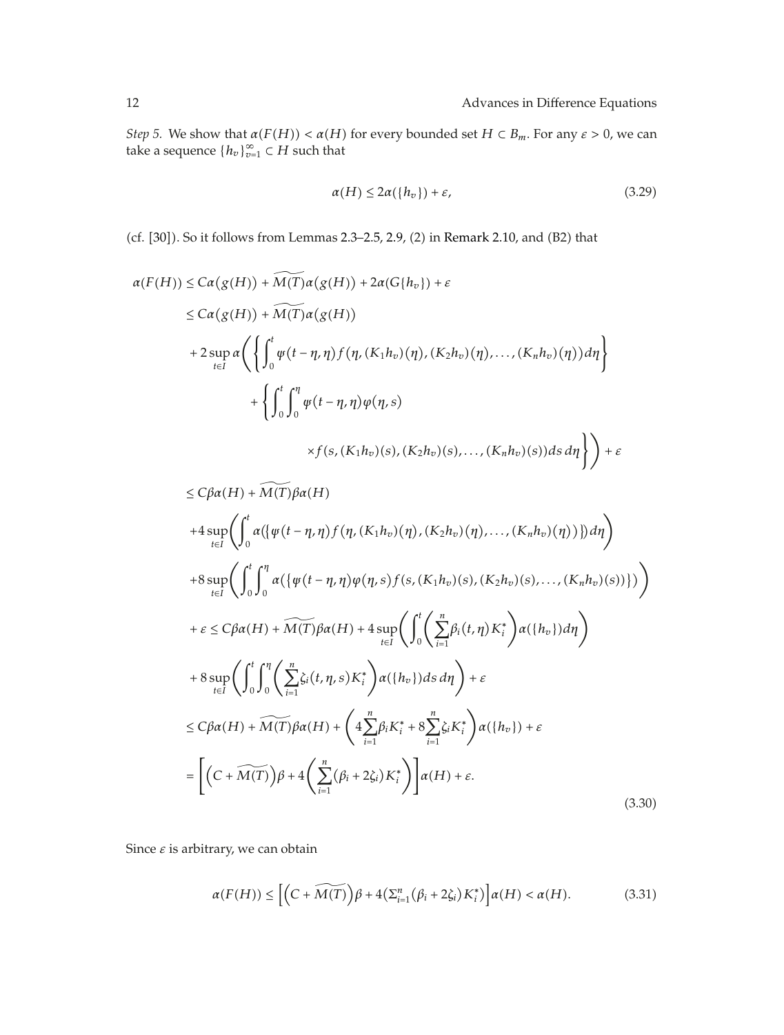*Step 5.* We show that $\alpha(F(H)) < \alpha(H)$ for every bounded set $H \subset B_m$. For any $\varepsilon > 0$, we can take a sequence $\{h_v\}_{v=1}^{\infty} \subset H$ such that

$$\alpha(H) \leq 2\alpha(\{h_v\}) + \varepsilon, \tag{3.29}$$

(cf. [30]). So it follows from Lemmas 2.3–2.5, 2.9, (2) in Remark 2.10, and (B2) that

$$\begin{aligned}
\alpha(F(H)) &\leq C\alpha(g(H)) + \widetilde{M(T)}\alpha(g(H)) + 2\alpha(G\{h_v\}) + \varepsilon \\
&\leq C\alpha(g(H)) + \widetilde{M(T)}\alpha(g(H)) \\
&\quad + 2\sup_{t\in I}\alpha\Bigg(\left\{\int_0^t \psi(t-\eta,\eta) f(\eta,(K_1h_v)(\eta),(K_2h_v)(\eta),\ldots,(K_nh_v)(\eta))\,d\eta\right\} \\
&\qquad + \Bigg\{\int_0^t\int_0^\eta \psi(t-\eta,\eta)\varphi(\eta,s) \\
&\qquad\qquad \times f(s,(K_1h_v)(s),(K_2h_v)(s),\ldots,(K_nh_v)(s))\,ds\,d\eta\Bigg\}\Bigg) + \varepsilon \\
&\leq C\beta\alpha(H) + \widetilde{M(T)}\beta\alpha(H) \\
&\quad + 4\sup_{t\in I}\left(\int_0^t \alpha(\{\psi(t-\eta,\eta) f(\eta,(K_1h_v)(\eta),(K_2h_v)(\eta),\ldots,(K_nh_v)(\eta))\})\,d\eta\right) \\
&\quad + 8\sup_{t\in I}\left(\int_0^t\int_0^\eta \alpha(\{\psi(t-\eta,\eta)\varphi(\eta,s) f(s,(K_1h_v)(s),(K_2h_v)(s),\ldots,(K_nh_v)(s))\})\right) \\
&\quad + \varepsilon \leq C\beta\alpha(H) + \widetilde{M(T)}\beta\alpha(H) + 4\sup_{t\in I}\left(\int_0^t\left(\sum_{i=1}^n \beta_i(t,\eta)K_i^*\right)\alpha(\{h_v\})\,d\eta\right) \\
&\quad + 8\sup_{t\in I}\left(\int_0^t\int_0^\eta\left(\sum_{i=1}^n \zeta_i(t,\eta,s)K_i^*\right)\alpha(\{h_v\})\,ds\,d\eta\right) + \varepsilon \\
&\leq C\beta\alpha(H) + \widetilde{M(T)}\beta\alpha(H) + \left(4\sum_{i=1}^n \beta_i K_i^* + 8\sum_{i=1}^n \zeta_i K_i^*\right)\alpha(\{h_v\}) + \varepsilon \\
&= \left[\left(C + \widetilde{M(T)}\right)\beta + 4\left(\sum_{i=1}^n(\beta_i + 2\zeta_i)K_i^*\right)\right]\alpha(H) + \varepsilon.
\end{aligned} \tag{3.30}$$

Since $\varepsilon$ is arbitrary, we can obtain

$$\alpha(F(H)) \leq \left[\left(C + \widetilde{M(T)}\right)\beta + 4\left(\Sigma_{i=1}^n(\beta_i + 2\zeta_i)K_i^*\right)\right]\alpha(H) < \alpha(H). \tag{3.31}$$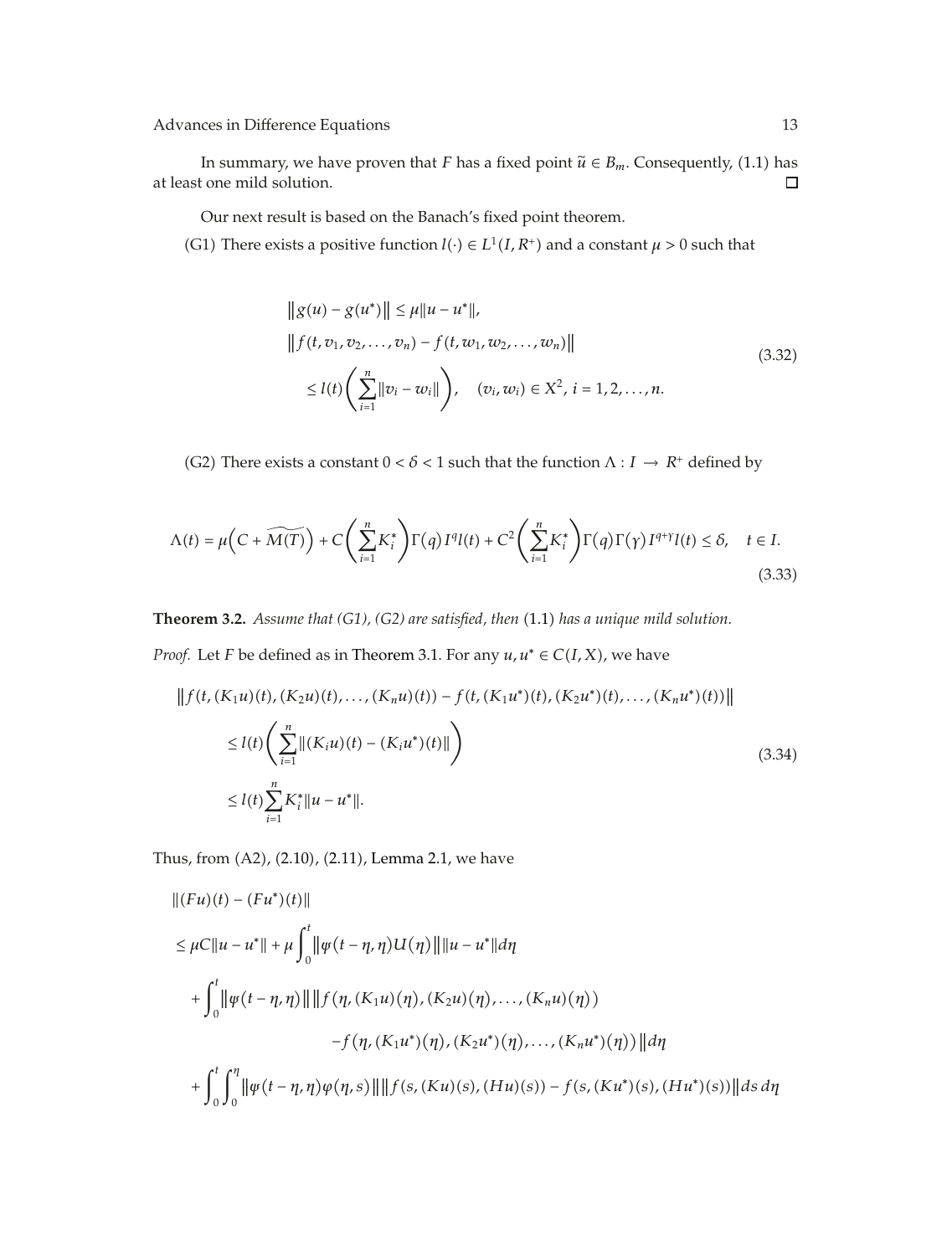In summary, we have proven that $F$ has a fixed point $\widetilde{u} \in B_m$. Consequently, (1.1) has at least one mild solution. □

Our next result is based on the Banach's fixed point theorem.

(G1) There exists a positive function $l(\cdot) \in L^1(I, R^+)$ and a constant $\mu > 0$ such that

$$
\begin{aligned}
&\|g(u) - g(u^*)\| \leq \mu \|u - u^*\|, \\
&\|f(t, v_1, v_2, \ldots, v_n) - f(t, w_1, w_2, \ldots, w_n)\| \\
&\quad \leq l(t)\left(\sum_{i=1}^{n} \|v_i - w_i\|\right), \quad (v_i, w_i) \in X^2,\ i = 1, 2, \ldots, n.
\end{aligned}
\tag{3.32}
$$

(G2) There exists a constant $0 < \delta < 1$ such that the function $\Lambda : I \to R^+$ defined by

$$
\Lambda(t) = \mu\left(C + \widetilde{M(T)}\right) + C\left(\sum_{i=1}^{n} K_i^*\right)\Gamma(q) I^q l(t) + C^2\left(\sum_{i=1}^{n} K_i^*\right)\Gamma(q)\Gamma(\gamma) I^{q+\gamma} l(t) \leq \delta, \quad t \in I.
\tag{3.33}
$$

**Theorem 3.2.** *Assume that (G1), (G2) are satisfied, then* (1.1) *has a unique mild solution.*

*Proof.* Let $F$ be defined as in Theorem 3.1. For any $u, u^* \in C(I, X)$, we have

$$
\begin{aligned}
&\|f(t, (K_1 u)(t), (K_2 u)(t), \ldots, (K_n u)(t)) - f(t, (K_1 u^*)(t), (K_2 u^*)(t), \ldots, (K_n u^*)(t))\| \\
&\quad \leq l(t)\left(\sum_{i=1}^{n} \|(K_i u)(t) - (K_i u^*)(t)\|\right) \\
&\quad \leq l(t) \sum_{i=1}^{n} K_i^* \|u - u^*\|.
\end{aligned}
\tag{3.34}
$$

Thus, from (A2), (2.10), (2.11), Lemma 2.1, we have

$$
\begin{aligned}
&\|(Fu)(t) - (Fu^*)(t)\| \\
&\leq \mu C \|u - u^*\| + \mu \int_0^t \|\varphi(t - \eta, \eta) U(\eta)\| \|u - u^*\| d\eta \\
&\quad + \int_0^t \|\varphi(t - \eta, \eta)\| \| f(\eta, (K_1 u)(\eta), (K_2 u)(\eta), \ldots, (K_n u)(\eta)) \\
&\qquad\qquad - f(\eta, (K_1 u^*)(\eta), (K_2 u^*)(\eta), \ldots, (K_n u^*)(\eta)) \| d\eta \\
&\quad + \int_0^t \int_0^\eta \|\varphi(t - \eta, \eta)\varphi(\eta, s)\| \|f(s, (Ku)(s), (Hu)(s)) - f(s, (Ku^*)(s), (Hu^*)(s))\| ds\, d\eta
\end{aligned}
$$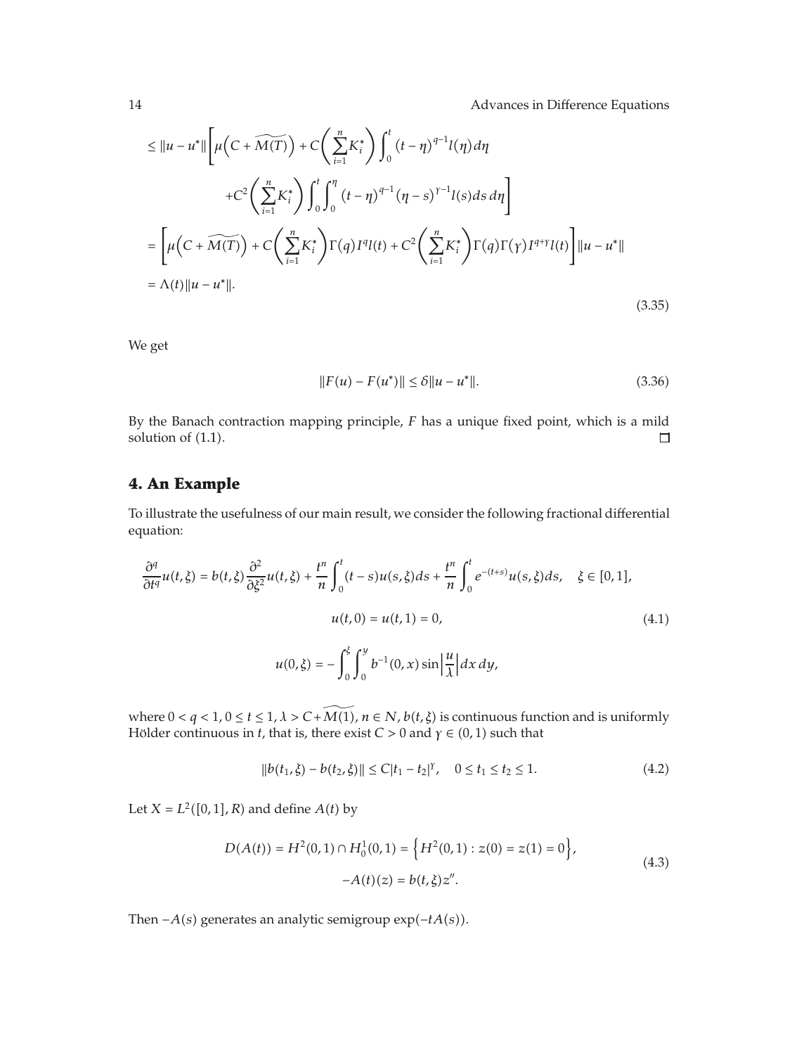$$
\begin{aligned}
&\leq \|u-u^*\|\Bigg[\mu\Big(C+\widetilde{M(T)}\Big)+C\Bigg(\sum_{i=1}^{n}K_i^*\Bigg)\int_0^t(t-\eta)^{q-1}l(\eta)d\eta \\
&\qquad +C^2\Bigg(\sum_{i=1}^{n}K_i^*\Bigg)\int_0^t\int_0^\eta(t-\eta)^{q-1}(\eta-s)^{\gamma-1}l(s)ds\,d\eta\Bigg] \\
&=\Bigg[\mu\Big(C+\widetilde{M(T)}\Big)+C\Bigg(\sum_{i=1}^{n}K_i^*\Bigg)\Gamma(q)I^q l(t)+C^2\Bigg(\sum_{i=1}^{n}K_i^*\Bigg)\Gamma(q)\Gamma(\gamma)I^{q+\gamma}l(t)\Bigg]\|u-u^*\| \\
&=\Lambda(t)\|u-u^*\|.
\end{aligned}
\tag{3.35}
$$

We get

$$
\|F(u)-F(u^*)\|\leq\delta\|u-u^*\|. \tag{3.36}
$$

By the Banach contraction mapping principle, $F$ has a unique fixed point, which is a mild solution of (1.1). ◻

## 4. An Example

To illustrate the usefulness of our main result, we consider the following fractional differential equation:

$$
\begin{gathered}
\frac{\partial^q}{\partial t^q}u(t,\xi)=b(t,\xi)\frac{\partial^2}{\partial\xi^2}u(t,\xi)+\frac{t^n}{n}\int_0^t(t-s)u(s,\xi)ds+\frac{t^n}{n}\int_0^t e^{-(t+s)}u(s,\xi)ds,\quad \xi\in[0,1], \\
u(t,0)=u(t,1)=0, \\
u(0,\xi)=-\int_0^\xi\int_0^y b^{-1}(0,x)\sin\left|\frac{u}{\lambda}\right|dx\,dy,
\end{gathered}
\tag{4.1}
$$

where $0<q<1$, $0\leq t\leq 1$, $\lambda>C+\widetilde{M(1)}$, $n\in N$, $b(t,\xi)$ is continuous function and is uniformly Hölder continuous in $t$, that is, there exist $C>0$ and $\gamma\in(0,1)$ such that

$$
\|b(t_1,\xi)-b(t_2,\xi)\|\leq C|t_1-t_2|^\gamma,\quad 0\leq t_1\leq t_2\leq 1. \tag{4.2}
$$

Let $X=L^2([0,1],R)$ and define $A(t)$ by

$$
\begin{gathered}
D(A(t))=H^2(0,1)\cap H_0^1(0,1)=\Big\{H^2(0,1):z(0)=z(1)=0\Big\}, \\
-A(t)(z)=b(t,\xi)z''.
\end{gathered}
\tag{4.3}
$$

Then $-A(s)$ generates an analytic semigroup $\exp(-tA(s))$.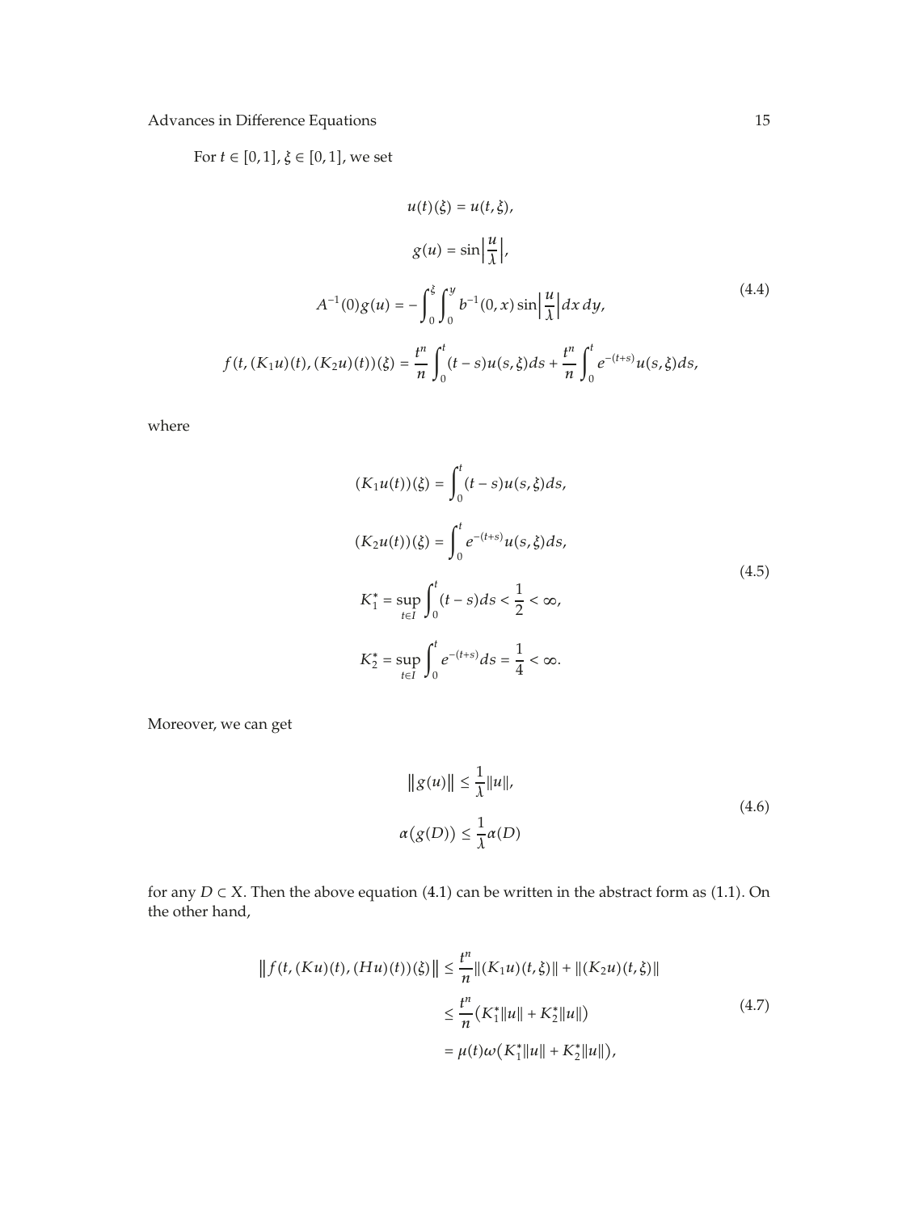For $t \in [0, 1]$, $\xi \in [0, 1]$, we set

$$
\begin{gathered}
u(t)(\xi) = u(t, \xi), \\
g(u) = \sin\left|\frac{u}{\lambda}\right|, \\
A^{-1}(0)g(u) = -\int_0^{\xi}\int_0^{y} b^{-1}(0, x)\sin\left|\frac{u}{\lambda}\right| dx\, dy, \\
f(t, (K_1 u)(t), (K_2 u)(t))(\xi) = \frac{t^n}{n}\int_0^t (t-s)u(s, \xi)ds + \frac{t^n}{n}\int_0^t e^{-(t+s)}u(s, \xi)ds,
\end{gathered}
\tag{4.4}
$$

where

$$
\begin{gathered}
(K_1 u(t))(\xi) = \int_0^t (t-s)u(s, \xi)ds, \\
(K_2 u(t))(\xi) = \int_0^t e^{-(t+s)}u(s, \xi)ds, \\
K_1^* = \sup_{t \in I}\int_0^t (t-s)ds < \frac{1}{2} < \infty, \\
K_2^* = \sup_{t \in I}\int_0^t e^{-(t+s)}ds = \frac{1}{4} < \infty.
\end{gathered}
\tag{4.5}
$$

Moreover, we can get

$$
\begin{gathered}
\left\| g(u) \right\| \leq \frac{1}{\lambda}\|u\|, \\
\alpha\left(g(D)\right) \leq \frac{1}{\lambda}\alpha(D)
\end{gathered}
\tag{4.6}
$$

for any $D \subset X$. Then the above equation (4.1) can be written in the abstract form as (1.1). On the other hand,

$$
\begin{aligned}
\left\| f(t, (Ku)(t), (Hu)(t))(\xi) \right\| &\leq \frac{t^n}{n}\|(K_1 u)(t, \xi)\| + \|(K_2 u)(t, \xi)\| \\
&\leq \frac{t^n}{n}\left(K_1^*\|u\| + K_2^*\|u\|\right) \\
&= \mu(t)\omega\left(K_1^*\|u\| + K_2^*\|u\|\right),
\end{aligned}
\tag{4.7}
$$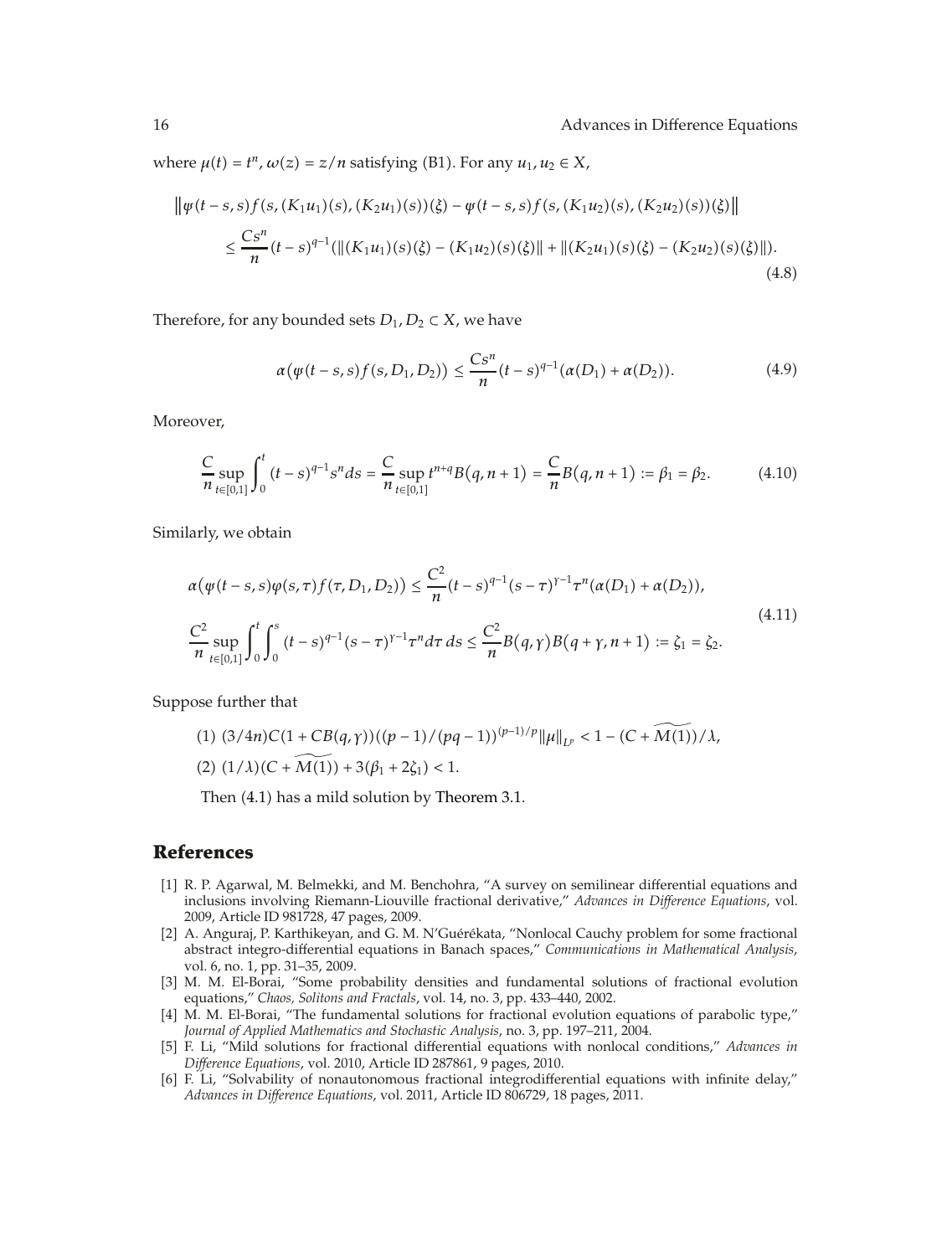where $\mu(t) = t^n$, $\omega(z) = z/n$ satisfying (B1). For any $u_1, u_2 \in X$,

$$
\begin{aligned}
&\left\| \varphi(t-s,s) f(s,(K_1u_1)(s),(K_2u_1)(s))(\xi) - \varphi(t-s,s) f(s,(K_1u_2)(s),(K_2u_2)(s))(\xi) \right\| \\
&\quad \leq \frac{Cs^n}{n}(t-s)^{q-1}\left(\|(K_1u_1)(s)(\xi) - (K_1u_2)(s)(\xi)\| + \|(K_2u_1)(s)(\xi) - (K_2u_2)(s)(\xi)\|\right).
\end{aligned}
\tag{4.8}
$$

Therefore, for any bounded sets $D_1, D_2 \subset X$, we have

$$
\alpha\left(\varphi(t-s,s) f(s,D_1,D_2)\right) \leq \frac{Cs^n}{n}(t-s)^{q-1}(\alpha(D_1) + \alpha(D_2)). \tag{4.9}
$$

Moreover,

$$
\frac{C}{n}\sup_{t\in[0,1]}\int_0^t (t-s)^{q-1}s^n ds = \frac{C}{n}\sup_{t\in[0,1]} t^{n+q}B(q,n+1) = \frac{C}{n}B(q,n+1) := \beta_1 = \beta_2. \tag{4.10}
$$

Similarly, we obtain

$$
\begin{aligned}
&\alpha\left(\varphi(t-s,s)\varphi(s,\tau) f(\tau,D_1,D_2)\right) \leq \frac{C^2}{n}(t-s)^{q-1}(s-\tau)^{\gamma-1}\tau^n(\alpha(D_1) + \alpha(D_2)), \\
&\frac{C^2}{n}\sup_{t\in[0,1]}\int_0^t\int_0^s (t-s)^{q-1}(s-\tau)^{\gamma-1}\tau^n d\tau\, ds \leq \frac{C^2}{n}B(q,\gamma)B(q+\gamma,n+1) := \zeta_1 = \zeta_2.
\end{aligned}
\tag{4.11}
$$

Suppose further that

(1) $(3/4n)C(1 + CB(q,\gamma))((p-1)/(pq-1))^{(p-1)/p}\|\mu\|_{L^p} < 1 - (C + \widetilde{M(1)})/\lambda$,

(2) $(1/\lambda)(C + \widetilde{M(1)}) + 3(\beta_1 + 2\zeta_1) < 1$.

Then (4.1) has a mild solution by Theorem 3.1.

## References

[1] R. P. Agarwal, M. Belmekki, and M. Benchohra, "A survey on semilinear differential equations and inclusions involving Riemann-Liouville fractional derivative," *Advances in Difference Equations*, vol. 2009, Article ID 981728, 47 pages, 2009.

[2] A. Anguraj, P. Karthikeyan, and G. M. N'Guérékata, "Nonlocal Cauchy problem for some fractional abstract integro-differential equations in Banach spaces," *Communications in Mathematical Analysis*, vol. 6, no. 1, pp. 31–35, 2009.

[3] M. M. El-Borai, "Some probability densities and fundamental solutions of fractional evolution equations," *Chaos, Solitons and Fractals*, vol. 14, no. 3, pp. 433–440, 2002.

[4] M. M. El-Borai, "The fundamental solutions for fractional evolution equations of parabolic type," *Journal of Applied Mathematics and Stochastic Analysis*, no. 3, pp. 197–211, 2004.

[5] F. Li, "Mild solutions for fractional differential equations with nonlocal conditions," *Advances in Difference Equations*, vol. 2010, Article ID 287861, 9 pages, 2010.

[6] F. Li, "Solvability of nonautonomous fractional integrodifferential equations with infinite delay," *Advances in Difference Equations*, vol. 2011, Article ID 806729, 18 pages, 2011.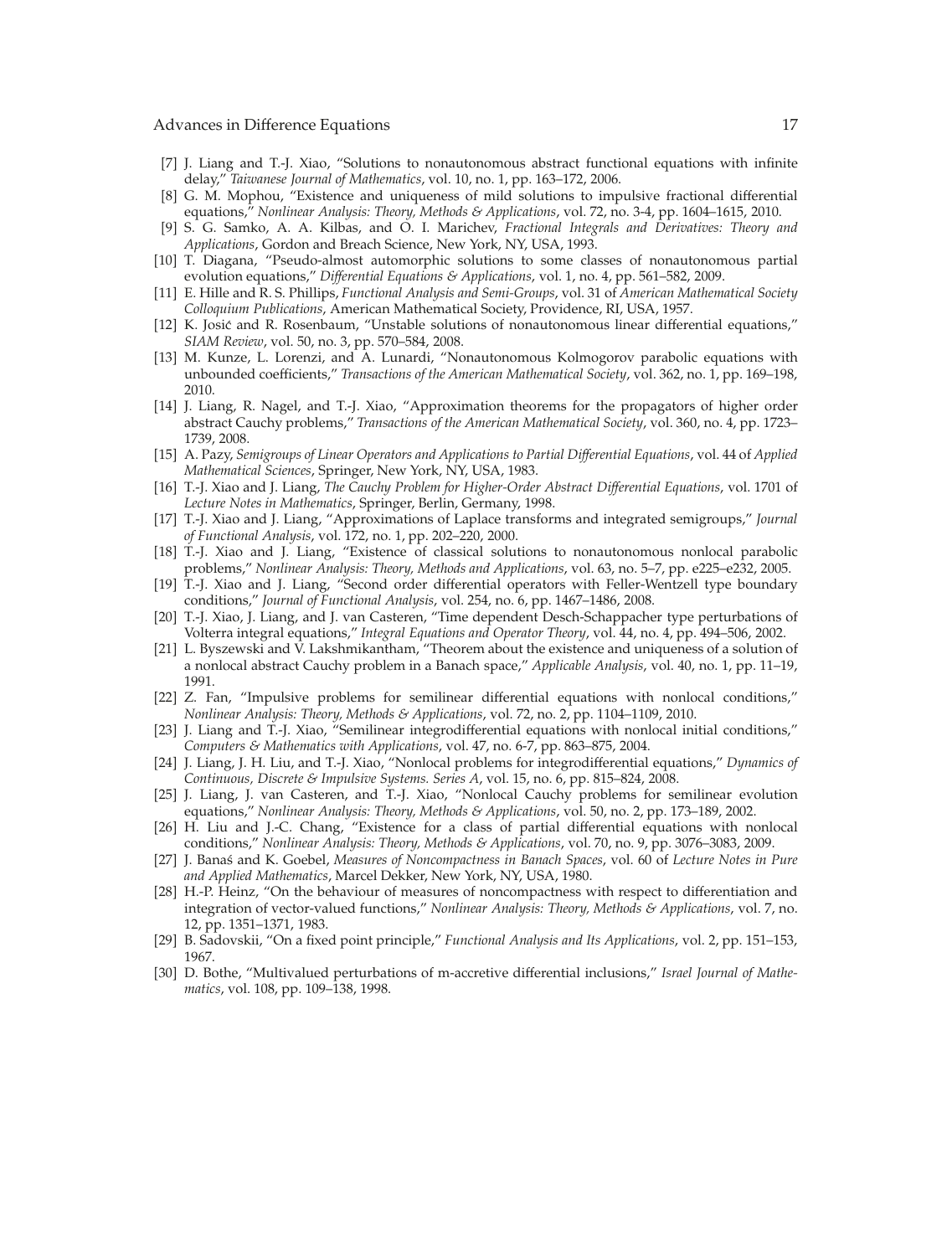[7] J. Liang and T.-J. Xiao, "Solutions to nonautonomous abstract functional equations with infinite delay," *Taiwanese Journal of Mathematics*, vol. 10, no. 1, pp. 163–172, 2006.

[8] G. M. Mophou, "Existence and uniqueness of mild solutions to impulsive fractional differential equations," *Nonlinear Analysis: Theory, Methods & Applications*, vol. 72, no. 3-4, pp. 1604–1615, 2010.

[9] S. G. Samko, A. A. Kilbas, and O. I. Marichev, *Fractional Integrals and Derivatives: Theory and Applications*, Gordon and Breach Science, New York, NY, USA, 1993.

[10] T. Diagana, "Pseudo-almost automorphic solutions to some classes of nonautonomous partial evolution equations," *Differential Equations & Applications*, vol. 1, no. 4, pp. 561–582, 2009.

[11] E. Hille and R. S. Phillips, *Functional Analysis and Semi-Groups*, vol. 31 of *American Mathematical Society Colloquium Publications*, American Mathematical Society, Providence, RI, USA, 1957.

[12] K. Josić and R. Rosenbaum, "Unstable solutions of nonautonomous linear differential equations," *SIAM Review*, vol. 50, no. 3, pp. 570–584, 2008.

[13] M. Kunze, L. Lorenzi, and A. Lunardi, "Nonautonomous Kolmogorov parabolic equations with unbounded coefficients," *Transactions of the American Mathematical Society*, vol. 362, no. 1, pp. 169–198, 2010.

[14] J. Liang, R. Nagel, and T.-J. Xiao, "Approximation theorems for the propagators of higher order abstract Cauchy problems," *Transactions of the American Mathematical Society*, vol. 360, no. 4, pp. 1723–1739, 2008.

[15] A. Pazy, *Semigroups of Linear Operators and Applications to Partial Differential Equations*, vol. 44 of *Applied Mathematical Sciences*, Springer, New York, NY, USA, 1983.

[16] T.-J. Xiao and J. Liang, *The Cauchy Problem for Higher-Order Abstract Differential Equations*, vol. 1701 of *Lecture Notes in Mathematics*, Springer, Berlin, Germany, 1998.

[17] T.-J. Xiao and J. Liang, "Approximations of Laplace transforms and integrated semigroups," *Journal of Functional Analysis*, vol. 172, no. 1, pp. 202–220, 2000.

[18] T.-J. Xiao and J. Liang, "Existence of classical solutions to nonautonomous nonlocal parabolic problems," *Nonlinear Analysis: Theory, Methods and Applications*, vol. 63, no. 5–7, pp. e225–e232, 2005.

[19] T.-J. Xiao and J. Liang, "Second order differential operators with Feller-Wentzell type boundary conditions," *Journal of Functional Analysis*, vol. 254, no. 6, pp. 1467–1486, 2008.

[20] T.-J. Xiao, J. Liang, and J. van Casteren, "Time dependent Desch-Schappacher type perturbations of Volterra integral equations," *Integral Equations and Operator Theory*, vol. 44, no. 4, pp. 494–506, 2002.

[21] L. Byszewski and V. Lakshmikantham, "Theorem about the existence and uniqueness of a solution of a nonlocal abstract Cauchy problem in a Banach space," *Applicable Analysis*, vol. 40, no. 1, pp. 11–19, 1991.

[22] Z. Fan, "Impulsive problems for semilinear differential equations with nonlocal conditions," *Nonlinear Analysis: Theory, Methods & Applications*, vol. 72, no. 2, pp. 1104–1109, 2010.

[23] J. Liang and T.-J. Xiao, "Semilinear integrodifferential equations with nonlocal initial conditions," *Computers & Mathematics with Applications*, vol. 47, no. 6-7, pp. 863–875, 2004.

[24] J. Liang, J. H. Liu, and T.-J. Xiao, "Nonlocal problems for integrodifferential equations," *Dynamics of Continuous, Discrete & Impulsive Systems. Series A*, vol. 15, no. 6, pp. 815–824, 2008.

[25] J. Liang, J. van Casteren, and T.-J. Xiao, "Nonlocal Cauchy problems for semilinear evolution equations," *Nonlinear Analysis: Theory, Methods & Applications*, vol. 50, no. 2, pp. 173–189, 2002.

[26] H. Liu and J.-C. Chang, "Existence for a class of partial differential equations with nonlocal conditions," *Nonlinear Analysis: Theory, Methods & Applications*, vol. 70, no. 9, pp. 3076–3083, 2009.

[27] J. Banaś and K. Goebel, *Measures of Noncompactness in Banach Spaces*, vol. 60 of *Lecture Notes in Pure and Applied Mathematics*, Marcel Dekker, New York, NY, USA, 1980.

[28] H.-P. Heinz, "On the behaviour of measures of noncompactness with respect to differentiation and integration of vector-valued functions," *Nonlinear Analysis: Theory, Methods & Applications*, vol. 7, no. 12, pp. 1351–1371, 1983.

[29] B. Sadovskii, "On a fixed point principle," *Functional Analysis and Its Applications*, vol. 2, pp. 151–153, 1967.

[30] D. Bothe, "Multivalued perturbations of m-accretive differential inclusions," *Israel Journal of Mathematics*, vol. 108, pp. 109–138, 1998.